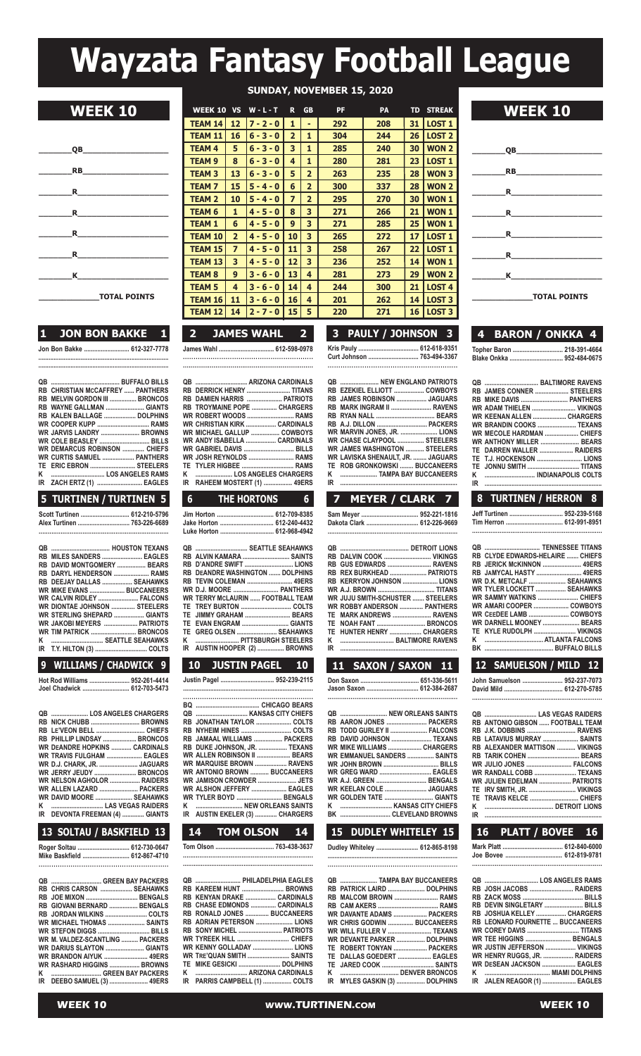# Wayzata Fantasy Football League

## SUNDAY, NOVEMBER 15, 2020

## WEEK 10

QB ____________________

RB ____________________

R ____________________

R ____________________

R ____________________

R ____________________

K ____________________

____________ TOTAL POINTS

| WEEK 10 | VS | W - L - T | R | GB | PF | PA | TD | STREAK |
|---|---|---|---|---|---|---|---|---|
| TEAM 14 | 12 | 7 - 2 - 0 | 1 | - | 292 | 208 | 31 | LOST 1 |
| TEAM 11 | 16 | 6 - 3 - 0 | 2 | 1 | 304 | 244 | 26 | LOST 2 |
| TEAM 4 | 5 | 6 - 3 - 0 | 3 | 1 | 285 | 240 | 30 | WON 2 |
| TEAM 9 | 8 | 6 - 3 - 0 | 4 | 1 | 280 | 281 | 23 | LOST 1 |
| TEAM 3 | 13 | 6 - 3 - 0 | 5 | 2 | 263 | 235 | 28 | WON 3 |
| TEAM 7 | 15 | 5 - 4 - 0 | 6 | 2 | 300 | 337 | 28 | WON 2 |
| TEAM 2 | 10 | 5 - 4 - 0 | 7 | 2 | 295 | 270 | 30 | WON 1 |
| TEAM 6 | 1 | 4 - 5 - 0 | 8 | 3 | 271 | 266 | 21 | WON 1 |
| TEAM 1 | 6 | 4 - 5 - 0 | 9 | 3 | 271 | 285 | 25 | WON 1 |
| TEAM 10 | 2 | 4 - 5 - 0 | 10 | 3 | 265 | 272 | 17 | LOST 1 |
| TEAM 15 | 7 | 4 - 5 - 0 | 11 | 3 | 258 | 267 | 22 | LOST 1 |
| TEAM 13 | 3 | 4 - 5 - 0 | 12 | 3 | 236 | 252 | 14 | WON 1 |
| TEAM 8 | 9 | 3 - 6 - 0 | 13 | 4 | 281 | 273 | 29 | WON 2 |
| TEAM 5 | 4 | 3 - 6 - 0 | 14 | 4 | 244 | 300 | 21 | LOST 4 |
| TEAM 16 | 11 | 3 - 6 - 0 | 16 | 4 | 201 | 262 | 14 | LOST 3 |
| TEAM 12 | 14 | 2 - 7 - 0 | 15 | 5 | 220 | 271 | 16 | LOST 3 |

## WEEK 10

QB ____________________

RB ____________________

R ____________________

R ____________________

R ____________________

R ____________________

K ____________________

____________ TOTAL POINTS

### 1 JON BON BAKKE 1

Jon Bon Bakke .......................... 612-327-7778

- QB ........................ BUFFALO BILLS
- RB CHRISTIAN McCAFFREY ...... PANTHERS
- RB MELVIN GORDON III ............... BRONCOS
- RB WAYNE GALLMAN ..................... GIANTS
- RB KALEN BALLAGE .................. DOLPHINS
- WR COOPER KUPP ............................ RAMS
- WR JARVIS LANDRY ..................... BROWNS
- WR COLE BEASLEY ............................ BILLS
- WR DEMARCUS ROBINSON ............ CHIEFS
- WR CURTIS SAMUEL ................. PANTHERS
- TE ERIC EBRON .......................... STEELERS
- K ........................ LOS ANGELES RAMS
- IR ZACH ERTZ (1) .......................... EAGLES

### 2 JAMES WAHL 2

James Wahl ................................ 612-598-0978

- QB ............................ ARIZONA CARDINALS
- RB DERRICK HENRY ......................... TITANS
- RB DAMIEN HARRIS .................... PATRIOTS
- RB TROYMAINE POPE .............. CHARGERS
- WR ROBERT WOODS .......................... RAMS
- WR CHRISTIAN KIRK ................ CARDINALS
- WR MICHAEL GALLUP ................ COWBOYS
- WR ANDY ISABELLA .................. CARDINALS
- WR GABRIEL DAVIS ............................ BILLS
- WR JOSH REYNOLDS .......................... RAMS
- TE TYLER HIGBEE .............................. RAMS
- K .................... LOS ANGELES CHARGERS
- IR RAHEEM MOSTERT (1) ................ 49ERS

### 3 PAULY / JOHNSON 3

Kris Pauly .................................. 612-618-9351
Curt Johnson ............................ 763-494-3367

- QB ...................... NEW ENGLAND PATRIOTS
- RB EZEKIEL ELLIOTT ................. COWBOYS
- RB JAMES ROBINSON ................. JAGUARS
- RB MARK INGRAM II ....................... RAVENS
- RB RYAN NALL .................................. BEARS
- RB A.J. DILLON .............................. PACKERS
- WR MARVIN JONES, JR. ..................... LIONS
- WR CHASE CLAYPOOL ............... STEELERS
- WR JAMES WASHINGTON ........... STEELERS
- WR LAVISKA SHENAULT, JR. ........ JAGUARS
- TE ROB GRONKOWSKI ......... BUCCANEERS
- K ..................... TAMPA BAY BUCCANEERS
- IR ..........................................................

### 4 BARON / ONKKA 4

Topher Baron ............................ 218-391-4664
Blake Onkka ............................... 952-484-0675

- QB ............................ BALTIMORE RAVENS
- RB JAMES CONNER ................... STEELERS
- RB MIKE DAVIS ........................... PANTHERS
- WR ADAM THIELEN .......................... VIKINGS
- WR KEENAN ALLEN .................... CHARGERS
- WR BRANDIN COOKS ........................ TEXANS
- WR MECOLE HARDMAN .................... CHIEFS
- WR ANTHONY MILLER ...................... BEARS
- TE DARREN WALLER ................... RAIDERS
- TE T.J. HOCKENSON .......................... LIONS
- TE JONNU SMITH ............................. TITANS
- K ............................ INDIANAPOLIS COLTS
- IR ..........................................................

### 5 TURTINEN / TURTINEN 5

Scott Turtinen ............................ 612-210-5796
Alex Turtinen .............................. 763-226-6689

- QB .................................. HOUSTON TEXANS
- RB MILES SANDERS ....................... EAGLES
- RB DAVID MONTGOMERY ................ BEARS
- RB DARYL HENDERSON ..................... RAMS
- RB DEEJAY DALLAS ................... SEAHAWKS
- WR MIKE EVANS ...................... BUCCANEERS
- WR CALVIN RIDLEY ........................ FALCONS
- WR DIONTAE JOHNSON ............. STEELERS
- WR STERLING SHEPARD ................ GIANTS
- WR JAKOBI MEYERS ................... PATRIOTS
- WR TIM PATRICK ........................... BRONCOS
- K ............................ SEATTLE SEAHAWKS
- IR T.Y. HILTON (3) ............................. COLTS

### 6 THE HORTONS 6

Jim Horton ................................. 612-709-8385
Jake Horton ............................... 612-240-4432
Luke Horton ............................... 612-968-4942

- QB ............................ SEATTLE SEAHAWKS
- RB ALVIN KAMARA ........................... SAINTS
- RB D'ANDRE SWIFT ............................ LIONS
- RB DEANDRE WASHINGTON ...... DOLPHINS
- RB TEVIN COLEMAN .......................... 49ERS
- WR D.J. MOORE ......................... PANTHERS
- WR TERRY McLAURIN ...... FOOTBALL TEAM
- TE TREY BURTON ............................. COLTS
- TE JIMMY GRAHAM ............................ BEARS
- TE EVAN ENGRAM ........................... GIANTS
- TE GREG OLSEN ......................... SEAHAWKS
- K .......................... PITTSBURGH STEELERS
- IR AUSTIN HOOPER (2) ................ BROWNS

### 7 MEYER / CLARK 7

Sam Meyer ................................. 952-221-1816
Dakota Clark .............................. 612-226-9669

- QB ........................................ DETROIT LIONS
- RB DALVIN COOK ........................... VIKINGS
- RB GUS EDWARDS .......................... RAVENS
- RB REX BURKHEAD ..................... PATRIOTS
- RB KERRYON JOHNSON ..................... LIONS
- WR A.J. BROWN ................................. TITANS
- WR JUJU SMITH-SCHUSTER ....... STEELERS
- WR ROBBY ANDERSON .............. PANTHERS
- TE MARK ANDREWS ....................... RAVENS
- TE NOAH FANT .............................. BRONCOS
- TE HUNTER HENRY ................... CHARGERS
- K ............................... BALTIMORE RAVENS
- IR ..........................................................

### 8 TURTINEN / HERRON 8

Jeff Turtinen .............................. 952-239-5168
Tim Herron ................................. 612-991-8951

- QB ................................ TENNESSEE TITANS
- RB CLYDE EDWARDS-HELAIRE ....... CHIEFS
- RB JERICK McKINNON ....................... 49ERS
- RB JAMYCAL HASTY ........................... 49ERS
- WR D.K. METCALF ....................... SEAHAWKS
- WR TYLER LOCKETT .................. SEAHAWKS
- WR SAMMY WATKINS ....................... CHIEFS
- WR AMARI COOPER ...................... COWBOYS
- WR CeeDEE LAMB .......................... COWBOYS
- WR DARNELL MOONEY ...................... BEARS
- TE KYLE RUDOLPH ......................... VIKINGS
- K .................................. ATLANTA FALCONS
- BK ........................................ BUFFALO BILLS

### 9 WILLIAMS / CHADWICK 9

Hot Rod Williams ....................... 952-261-4414
Joel Chadwick ........................... 612-703-5473

- QB ..................... LOS ANGELES CHARGERS
- RB NICK CHUBB .............................. BROWNS
- RB LE'VEON BELL ............................... CHIEFS
- RB PHILLIP LINDSAY .................... BRONCOS
- WR DeANDRE HOPKINS ............ CARDINALS
- WR TRAVIS FULGHAM ..................... EAGLES
- WR D.J. CHARK, JR. ........................ JAGUARS
- WR JERRY JEUDY ......................... BRONCOS
- WR NELSON AGHOLOR .................. RAIDERS
- WR ALLEN LAZARD ........................ PACKERS
- WR DAVID MOORE ...................... SEAHAWKS
- K ................................ LAS VEGAS RAIDERS
- IR DEVONTA FREEMAN (4) ............. GIANTS

### 10 JUSTIN PAGEL 10

Justin Pagel ................................ 952-239-2115

- BQ ...................................... CHICAGO BEARS
- QB ................................ KANSAS CITY CHIEFS
- RB JONATHAN TAYLOR ..................... COLTS
- RB NYHEIM HINES .............................. COLTS
- RB JAMAAL WILLIAMS ................... PACKERS
- RB DUKE JOHNSON, JR. .................. TEXANS
- WR ALLEN ROBINSON II .................... BEARS
- WR MARQUISE BROWN ................... RAVENS
- WR ANTONIO BROWN ........... BUCCANEERS
- WR JAMISON CROWDER ...................... JETS
- WR ALSHON JEFFERY ..................... EAGLES
- WR TYLER BOYD ............................ BENGALS
- K ............................ NEW ORLEANS SAINTS
- IR AUSTIN EKELER (3) ............. CHARGERS

### 11 SAXON / SAXON 11

Don Saxon .................................. 651-336-5611
Jason Saxon ............................... 612-384-2687

- QB ............................ NEW ORLEANS SAINTS
- RB AARON JONES ........................ PACKERS
- RB TODD GURLEY II ...................... FALCONS
- RB DAVID JOHNSON ........................ TEXANS
- WR MIKE WILLIAMS .................... CHARGERS
- WR EMMANUEL SANDERS ............... SAINTS
- WR JOHN BROWN ................................ BILLS
- WR GREG WARD ................................ EAGLES
- WR A.J. GREEN ............................... BENGALS
- WR KEELAN COLE ........................ JAGUARS
- WR GOLDEN TATE ............................ GIANTS
- K ................................ KANSAS CITY CHIEFS
- BK ............................ CLEVELAND BROWNS

### 12 SAMUELSON / MILD 12

John Samuelson ........................ 952-237-7073
David Mild ................................... 612-270-5785

- QB ............................... LAS VEGAS RAIDERS
- RB ANTONIO GIBSON ...... FOOTBALL TEAM
- RB J.K. DOBBINS ............................ RAVENS
- RB LATAVIUS MURRAY ...................... SAINTS
- RB ALEXANDER MATTISON ........... VIKINGS
- RB TARIK COHEN ............................... BEARS
- WR JULIO JONES ........................... FALCONS
- WR RANDALL COBB ......................... TEXANS
- WR JULIEN EDELMAN .................. PATRIOTS
- TE IRV SMITH, JR. ............................. VIKINGS
- TE TRAVIS KELCE ............................. CHIEFS
- K ........................................ DETROIT LIONS
- IR ..........................................................

### 13 SOLTAU / BASKFIELD 13

Roger Soltau .............................. 612-730-0647
Mike Baskfield ........................... 612-867-4710

- QB ............................. GREEN BAY PACKERS
- RB CHRIS CARSON ................... SEAHAWKS
- RB JOE MIXON ................................ BENGALS
- RB GIOVANI BERNARD ................ BENGALS
- RB JORDAN WILKINS .......................... COLTS
- WR MICHAEL THOMAS ..................... SAINTS
- WR STEFON DIGGS .............................. BILLS
- WR M. VALDEZ-SCANTLING .......... PACKERS
- WR DARIUS SLAYTON ...................... GIANTS
- WR BRANDON AIYUK .......................... 49ERS
- WR RASHARD HIGGINS ................... BROWNS
- K ............................. GREEN BAY PACKERS
- IR DEEBO SAMUEL (3) ....................... 49ERS

### 14 TOM OLSON 14

Tom Olson .................................. 763-438-3637

- QB ............................ PHILADELPHIA EAGLES
- RB KAREEM HUNT ........................... BROWNS
- RB KENYAN DRAKE ................... CARDINALS
- RB CHASE EDMONDS ................ CARDINALS
- RB RONALD JONES ............. BUCCANEERS
- RB ADRIAN PETERSON ...................... LIONS
- RB SONY MICHEL .......................... PATRIOTS
- WR TYREEK HILL ................................ CHIEFS
- WR KENNY GOLLADAY ...................... LIONS
- WR TRE'QUAN SMITH ....................... SAINTS
- TE MIKE GESICKI ......................... DOLPHINS
- K ............................... ARIZONA CARDINALS
- IR PARRIS CAMPBELL (1) ................. COLTS

### 15 DUDLEY WHITELEY 15

Dudley Whiteley ......................... 612-865-8198

- QB ..................... TAMPA BAY BUCCANEERS
- RB PATRICK LAIRD ...................... DOLPHINS
- RB MALCOM BROWN ........................... RAMS
- RB CAM AKERS ..................................... RAMS
- WR DAVANTE ADAMS .................... PACKERS
- WR CHRIS GODWIN ............... BUCCANEERS
- WR WILL FULLER V .......................... TEXANS
- WR DEVANTE PARKER ................ DOLPHINS
- TE ROBERT TONYAN ................... PACKERS
- TE DALLAS GOEDERT ...................... EAGLES
- TE JARED COOK ................................ SAINTS
- K ................................ DENVER BRONCOS
- IR MYLES GASKIN (3) ................. DOLPHINS

### 16 PLATT / BOVEE 16

Mark Platt ................................... 612-840-6000
Joe Bovee ................................... 612-819-9781

- QB ............................... LOS ANGELES RAMS
- RB JOSH JACOBS ........................... RAIDERS
- RB ZACK MOSS ...................................... BILLS
- RB DEVIN SINGLETARY ....................... BILLS
- RB JOSHUA KELLEY .................... CHARGERS
- RB LEONARD FOURNETTE ... BUCCANEERS
- WR COREY DAVIS .............................. TITANS
- WR TEE HIGGINS ........................... BENGALS
- WR JUSTIN JEFFERSON ................. VIKINGS
- WR HENRY RUGGS, JR. ................. RAIDERS
- WR DeSEAN JACKSON ..................... EAGLES
- K ....................................... MIAMI DOLPHINS
- IR JALEN REAGOR (1) .................... EAGLES

WEEK 10 www.TURTINEN.com WEEK 10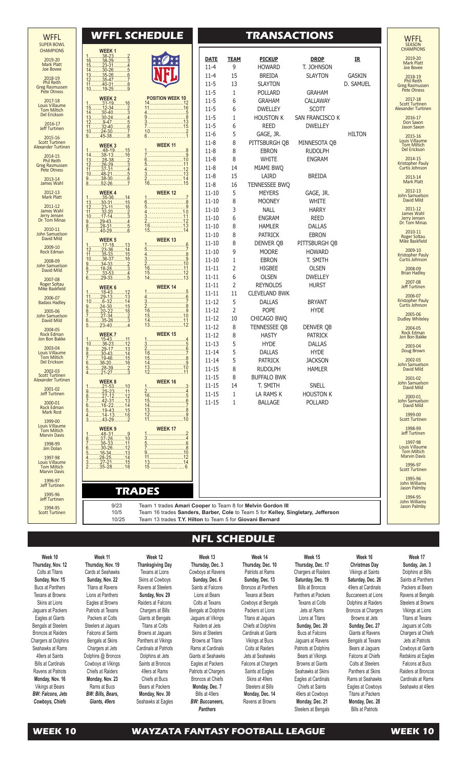## WFFL SUPER BOWL CHAMPIONS

2019-20
Mark Platt
Joe Bovee

2018-19
Phil Reith
Greg Rasmussen
Pete Otness

2017-18
Louis Villaume
Tom Miltich
Del Erickson

2016-17
Jeff Turtinen

2015-16
Scott Turtinen
Alexander Turtinen

2014-15
Phil Reith
Greg Rasmussen
Pete Otness

2013-14
James Wahl

2012-13
Mark Platt

2011-12
James Wahl
Jerry Jensen
Dr. Tom Minas

2010-11
John Samuelson
David Mild

2009-10
Rock Edman

2008-09
John Samuelson
David Mild

2007-08
Roger Soltau
Mike Baskfield

2006-07
Badass Hadley

2005-06
John Samuelson
David Mild

2004-05
Rock Edman
Jon Bon Bakke

2003-04
Louis Villaume
Tom Miltich
Del Erickson

2002-03
Scott Turtinen
Alexander Turtinen

2001-02
Jeff Turtinen

2000-01
Rock Edman
Mark Rost

1999-00
Louis Villaume
Tom Miltich
Marvin Davis

1998-99
Jim Dolan

1997-98
Louis Villaume
Tom Miltich
Marvin Davis

1996-97
Jeff Turtinen

1995-96
Jeff Turtinen

1994-95
Scott Turtinen

## WFFL SCHEDULE

**WEEK 1**
1.........38-23.........2
16.........38-29.........3
15.........23-31.........4
14.........30-26.........5
13.........35-26.........6
12.........35-47.........7
11.........40-31.........8
10.........19-25.........9

**WEEK 2**
1.........31-19.........16
15.........12-34.........2
14.........30-40.........3
13.........30-24.........4
12.........9-47.........5
11.........32-40.........6
10.........24-30.........7
9.........45-38.........8

**WEEK 3**
1.........48-19.........15
14.........38-13.........16
13.........28-38.........2
12.........26-29.........3
11.........37-31.........4
10.........48-21.........5
9.........38-30.........6
8.........52-26.........7

**WEEK 4**
1.........35-36.........14
13.........30-31.........15
12.........23-11.........16
11.........32-20.........2
10.........17-14.........3
9.........29-43.........4
8.........28-31.........5
7.........40-29.........6

**WEEK 5**
1.........17-18.........13
12.........23-36.........14
11.........35-33.........15
10.........36-37.........16
9.........34-33.........2
8.........18-28.........3
7.........33-53.........4
6.........29-33.........5

**WEEK 6**
1.........18-43.........12
11.........29-13.........13
10.........6-32.........14
9.........24-30.........15
8.........20-22.........16
7.........27-34.........2
6.........35-26.........3
5.........23-40.........4

**WEEK 7**
1.........15-43.........11
10.........36-23.........12
9.........29-17.........13
8.........30-43.........14
7.........19-46.........15
6.........36-20.........16
5.........28-39.........2
4.........21-27.........3

**WEEK 8**
1.........21-53.........10
9.........25-23.........11
8.........27-12.........12
7.........42-31.........13
6.........16-22.........14
5.........19-43.........15
4.........14-13.........16
3.........43-29.........2

**WEEK 9**
1.........48-31.........9
8.........37-26.........10
7.........36-33.........11
6.........30-26.........12
5.........16-34.........13
4.........28-25.........14
3.........27-21.........15
2.........35-28.........16

**POSITION WEEK 10**
14.........12
11.........16
4.........5
9.........8
3.........13
7.........15
10.........2
6.........1

**WEEK 11**
1.........8
7.........9
6.........10
5.........11
4.........12
3.........13
2.........14
16.........15

**WEEK 12**
1.........7
6.........8
5.........9
4.........10
3.........11
2.........12
16.........13
15.........14

**WEEK 13**
1.........6
5.........7
4.........8
3.........9
2.........10
16.........11
15.........12
14.........13

**WEEK 14**
1.........5
4.........6
3.........7
2.........8
16.........9
15.........10
14.........11
13.........12

**WEEK 15**
1.........4
3.........5
2.........6
16.........7
15.........8
14.........9
13.........10
12.........11

**WEEK 16**
1.........3
2.........4
16.........5
15.........6
14.........7
13.........8
12.........9
11.........10

**WEEK 17**
1.........2
3.........4
5.........6
7.........8
9.........10
11.........12
13.........14
15......... 6

## TRANSACTIONS

| DATE | TEAM | PICKUP | DROP | IR |
|---|---|---|---|---|
| 11-4 | 9 | HOWARD | T. JOHNSON | |
| 11-4 | 15 | BREIDA | SLAYTON | GASKIN |
| 11-5 | 13 | SLAYTON | | D. SAMUEL |
| 11-5 | 1 | POLLARD | GRAHAM | |
| 11-5 | 6 | GRAHAM | CALLAWAY | |
| 11-5 | 6 | DWELLEY | SCOTT | |
| 11-5 | 1 | HOUSTON K | SAN FRANCISCO K | |
| 11-5 | 6 | REED | DWELLEY | |
| 11-6 | 5 | GAGE, JR. | | HILTON |
| 11-8 | 8 | PITTSBURGH QB | MINNESOTA QB | |
| 11-8 | 8 | EBRON | RUDOLPH | |
| 11-8 | 8 | WHITE | ENGRAM | |
| 11-8 | 14 | MIAMI BWQ | | |
| 11-8 | 15 | LAIRD | BREIDA | |
| 11-8 | 16 | TENNESSEE BWQ | | |
| 11-10 | 5 | MEYERS | GAGE, JR. | |
| 11-10 | 8 | MOONEY | WHITE | |
| 11-10 | 3 | NALL | HARRY | |
| 11-10 | 6 | ENGRAM | REED | |
| 11-10 | 8 | HAMLER | DALLAS | |
| 11-10 | 8 | PATRICK | EBRON | |
| 11-10 | 8 | DENVER QB | PITTSBURGH QB | |
| 11-10 | 9 | MOORE | HOWARD | |
| 11-10 | 1 | EBRON | T. SMITH | |
| 11-11 | 2 | HIGBEE | OLSEN | |
| 11-11 | 6 | OLSEN | DWELLEY | |
| 11-11 | 2 | REYNOLDS | HURST | |
| 11-11 | 11 | CLEVELAND BWK | | |
| 11-12 | 5 | DALLAS | BRYANT | |
| 11-12 | 2 | POPE | HYDE | |
| 11-12 | 10 | CHICAGO BWQ | | |
| 11-12 | 8 | TENNESSEE QB | DENVER QB | |
| 11-12 | 8 | HASTY | PATRICK | |
| 11-13 | 5 | HYDE | DALLAS | |
| 11-14 | 5 | DALLAS | HYDE | |
| 11-14 | 5 | PATRICK | JACKSON | |
| 11-15 | 8 | RUDOLPH | HAMLER | |
| 11-15 | 8 | BUFFALO BWK | | |
| 11-15 | 14 | T. SMITH | SNELL | |
| 11-15 | 1 | LA RAMS K | HOUSTON K | |
| 11-15 | 1 | BALLAGE | POLLARD | |

## TRADES

9/23 Team 1 trades **Amari Cooper** to Team 8 for **Melvin Gordon III**
10/5 Team 16 trades **Sanders, Barber, Cole** to Team 5 for **Kelley, Singletary, Jefferson**
10/25 Team 13 trades **T.Y. Hilton** to Team 5 for **Giovani Bernard**

## WFFL SEASON CHAMPIONS

2019-20
Mark Platt
Joe Bovee

2018-19
Phil Reith
Greg Rasmussen
Pete Otness

2017-18
Scott Turtinen
Alexander Turtinen

2016-17
Don Saxon
Jason Saxon

2015-16
Louis Villaume
Tom Miltich
Del Erickson

2014-15
Kristopher Pauly
Curtis Johnson

2013-14
Mark Platt

2012-13
John Samuelson
David Mild

2011-12
James Wahl
Jerry Jensen
Dr. Tom Minas

2010-11
Roger Soltau
Mike Baskfield

2009-10
Kristopher Pauly
Curtis Johnson

2008-09
Brian Hadley

2007-08
Jeff Turtinen

2006-07
Kristopher Pauly
Curtis Johnson

2005-06
Dudley Whiteley

2004-05
Rock Edman
Jon Bon Bakke

2003-04
Doug Brown

2002-03
John Samuelson
David Mild

2001-02
John Samuelson
David Mild

2000-01
John Samuelson
David Mild

1999-00
Scott Turtinen

1998-99
Jeff Turtinen

1997-98
Louis Villaume
Tom Miltich
Marvin Davis

1996-97
Scott Turtinen

1995-96
John Williams
Jason Palmby

1994-95
John Williams
Jason Palmby

## NFL SCHEDULE

**Week 10**
**Thursday, Nov. 12**
Colts at Titans
**Sunday, Nov. 15**
Bucs at Panthers
Texans at Browns
Skins at Lions
Jaguars at Packers
Eagles at Giants
Bengals at Steelers
Broncos at Raiders
Chargers at Dolphins
Seahawks at Rams
49ers at Saints
Bills at Cardinals
Ravens at Patriots
**Monday, Nov. 16**
Vikings at Bears
***BW: Falcons, Jets Cowboys, Chiefs***

**Week 11**
**Thursday, Nov. 19**
Cards at Seahawks
**Sunday, Nov. 22**
Titans at Ravens
Lions at Panthers
Eagles at Browns
Patriots at Texans
Packers at Colts
Steelers at Jaguars
Falcons at Saints
Bengals at Skins
Chargers at Jets
Dolphins @ Broncos
Cowboys at Vikings
Chiefs at Raiders
**Monday, Nov. 23**
Rams at Bucs
***BW: Bills, Bears, Giants, 49ers***

**Week 12**
**Thanksgiving Day**
Texans at Lions
Skins at Cowboys
Ravens at Steelers
**Sunday, Nov. 29**
Raiders at Falcons
Chargers at Bills
Giants at Bengals
Titans at Colts
Browns at Jaguars
Panthers at Vikings
Cardinals at Patriots
Dolphins at Jets
Saints at Broncos
49ers at Rams
Chiefs at Bucs
Bears at Packers
**Monday, Nov. 30**
Seahawks at Eagles

**Week 13**
**Thursday, Dec. 3**
Cowboys at Ravens
**Sunday, Dec. 6**
Saints at Falcons
Lions at Bears
Colts at Texans
Bengals at Dolphins
Jaguars at Vikings
Raiders at Jets
Skins at Steelers
Browns at Titans
Rams at Cardinals
Giants at Seahawks
Eagles at Packers
Patriots at Chargers
Broncos at Chiefs
**Monday, Dec. 7**
Bills at 49ers
***BW: Buccaneers, Panthers***

**Week 14**
**Thursday, Dec. 10**
Patriots at Rams
**Sunday, Dec. 13**
Broncos at Panthers
Texans at Bears
Cowboys at Bengals
Packers at Lions
Titans at Jaguars
Chiefs at Dolphins
Cardinals at Giants
Vikings at Bucs
Colts at Raiders
Jets at Seahawks
Falcons at Chargers
Saints at Eagles
Skins at 49ers
Steelers at Bills
**Monday, Dec. 14**
Ravens at Browns

**Week 15**
**Thursday, Dec. 17**
Chargers at Raiders
**Saturday, Dec. 19**
Bills at Broncos
Panthers at Packers
Texans at Colts
Jets at Rams
Lions at Titans
**Sunday, Dec. 20**
Bucs at Falcons
Jaguars at Ravens
Patriots at Dolphins
Bears at Vikings
Browns at Giants
Seahawks at Skins
Eagles at Cardinals
Chiefs at Saints
49ers at Cowboys
**Monday, Dec. 21**
Steelers at Bengals

**Week 16**
**Christmas Day**
Vikings at Saints
**Saturday, Dec. 26**
49ers at Cardinals
Buccaneers at Lions
Dolphins at Raiders
Broncos at Chargers
Browns at Jets
**Sunday, Dec. 27**
Giants at Ravens
Bengals at Texans
Bears at Jaguars
Falcons at Chiefs
Colts at Steelers
Panthers at Skins
Rams at Seahawks
Eagles at Cowboys
Titans at Packers
**Monday, Dec. 28**
Bills at Patriots

**Week 17**
**Sunday, Jan. 3**
Dolphins at Bills
Saints at Panthers
Packers at Bears
Ravens at Bengals
Steelers at Browns
Vikings at Lions
Titans at Texans
Jaguars at Colts
Chargers at Chiefs
Jets at Patriots
Cowboys at Giants
Redskins at Eagles
Falcons at Bucs
Raiders at Broncos
Cardinals at Rams
Seahawks at 49ers